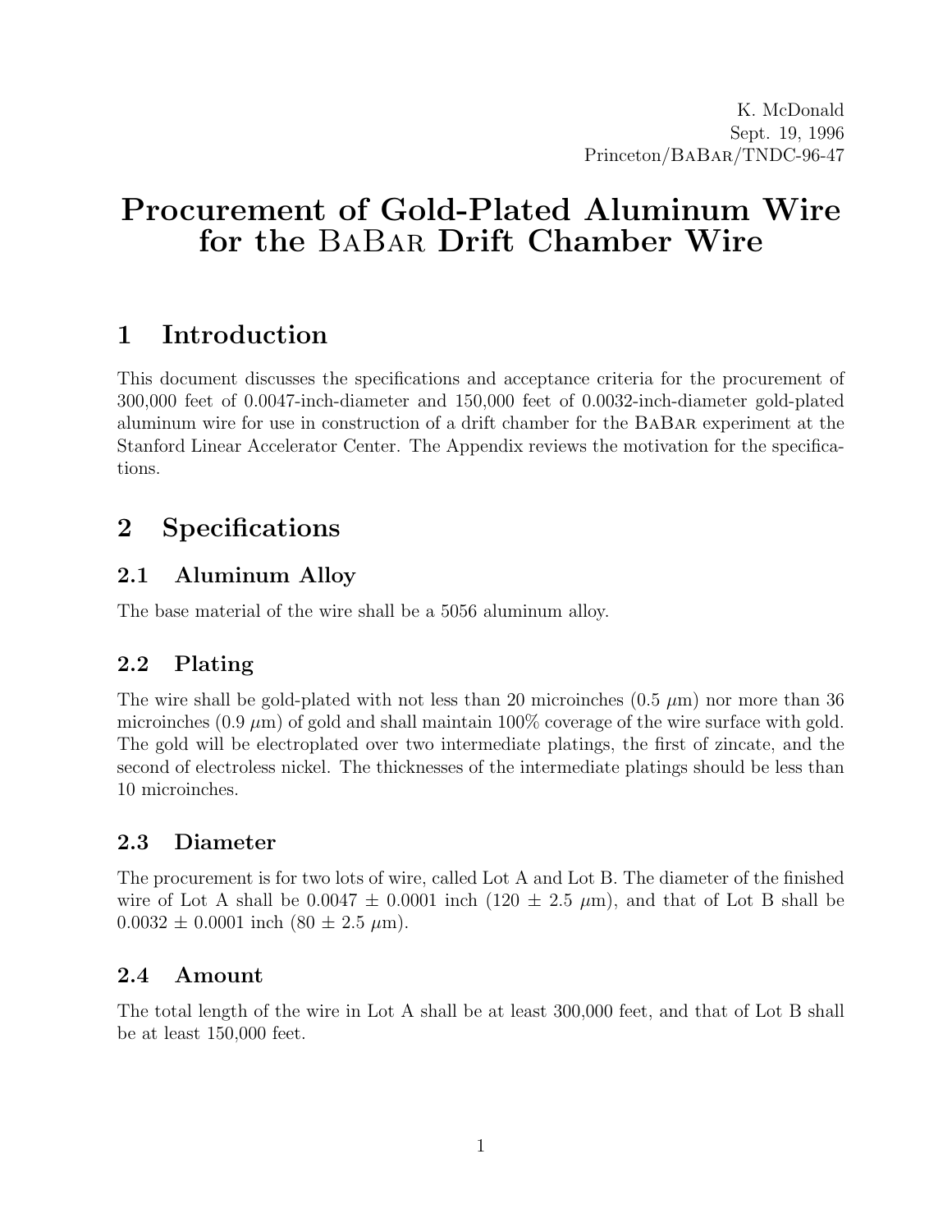K. McDonald
Sept. 19, 1996
Princeton/BaBar/TNDC-96-47

# Procurement of Gold-Plated Aluminum Wire for the BaBar Drift Chamber Wire

## 1 Introduction

This document discusses the specifications and acceptance criteria for the procurement of 300,000 feet of 0.0047-inch-diameter and 150,000 feet of 0.0032-inch-diameter gold-plated aluminum wire for use in construction of a drift chamber for the BaBar experiment at the Stanford Linear Accelerator Center. The Appendix reviews the motivation for the specifications.

## 2 Specifications

### 2.1 Aluminum Alloy

The base material of the wire shall be a 5056 aluminum alloy.

### 2.2 Plating

The wire shall be gold-plated with not less than 20 microinches (0.5 $\mu$m) nor more than 36 microinches (0.9 $\mu$m) of gold and shall maintain 100% coverage of the wire surface with gold. The gold will be electroplated over two intermediate platings, the first of zincate, and the second of electroless nickel. The thicknesses of the intermediate platings should be less than 10 microinches.

### 2.3 Diameter

The procurement is for two lots of wire, called Lot A and Lot B. The diameter of the finished wire of Lot A shall be 0.0047 $\pm$ 0.0001 inch (120 $\pm$ 2.5 $\mu$m), and that of Lot B shall be 0.0032 $\pm$ 0.0001 inch (80 $\pm$ 2.5 $\mu$m).

### 2.4 Amount

The total length of the wire in Lot A shall be at least 300,000 feet, and that of Lot B shall be at least 150,000 feet.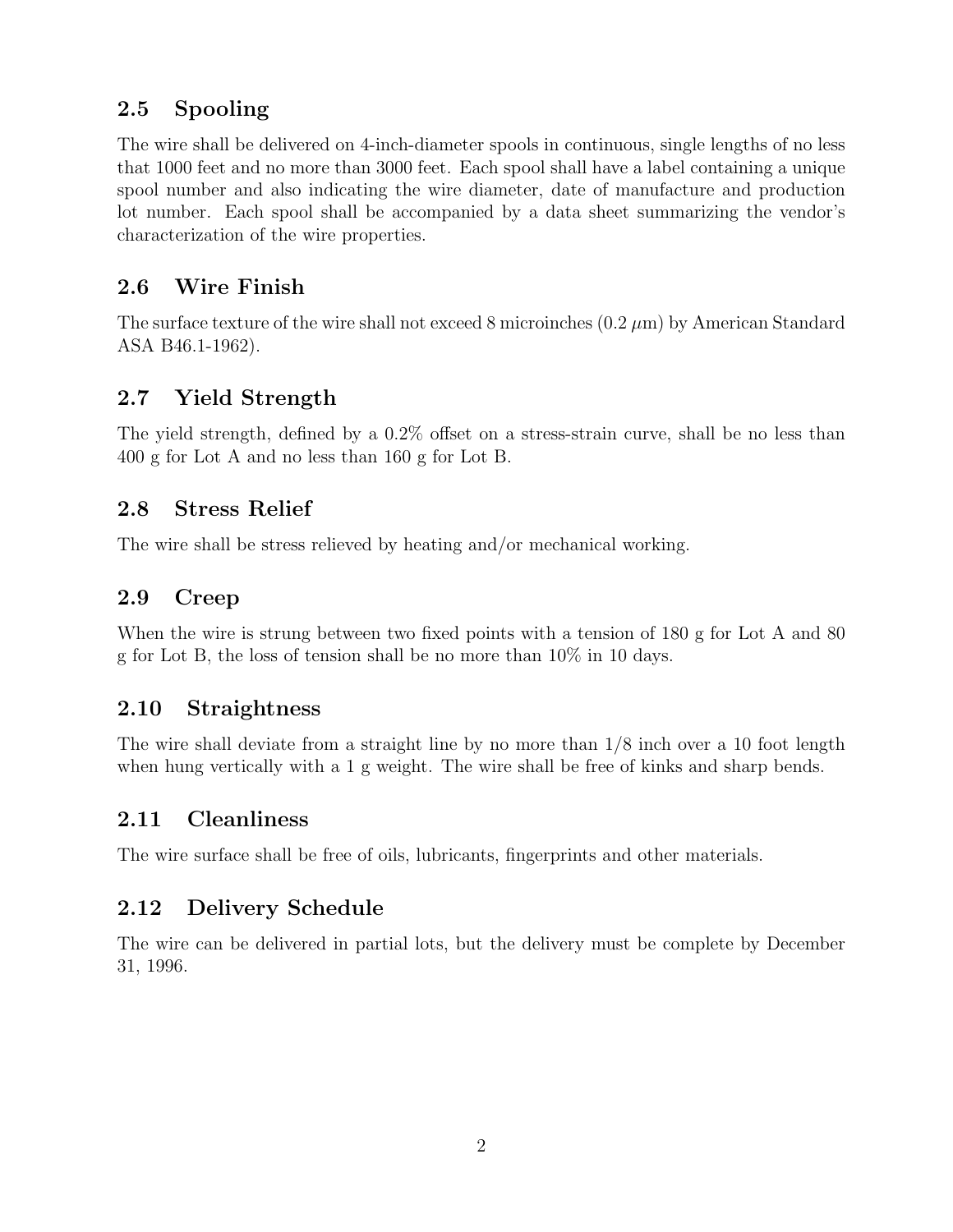## 2.5 Spooling

The wire shall be delivered on 4-inch-diameter spools in continuous, single lengths of no less that 1000 feet and no more than 3000 feet. Each spool shall have a label containing a unique spool number and also indicating the wire diameter, date of manufacture and production lot number. Each spool shall be accompanied by a data sheet summarizing the vendor's characterization of the wire properties.

## 2.6 Wire Finish

The surface texture of the wire shall not exceed 8 microinches (0.2 $\mu$m) by American Standard ASA B46.1-1962).

## 2.7 Yield Strength

The yield strength, defined by a 0.2% offset on a stress-strain curve, shall be no less than 400 g for Lot A and no less than 160 g for Lot B.

## 2.8 Stress Relief

The wire shall be stress relieved by heating and/or mechanical working.

## 2.9 Creep

When the wire is strung between two fixed points with a tension of 180 g for Lot A and 80 g for Lot B, the loss of tension shall be no more than 10% in 10 days.

## 2.10 Straightness

The wire shall deviate from a straight line by no more than 1/8 inch over a 10 foot length when hung vertically with a 1 g weight. The wire shall be free of kinks and sharp bends.

## 2.11 Cleanliness

The wire surface shall be free of oils, lubricants, fingerprints and other materials.

## 2.12 Delivery Schedule

The wire can be delivered in partial lots, but the delivery must be complete by December 31, 1996.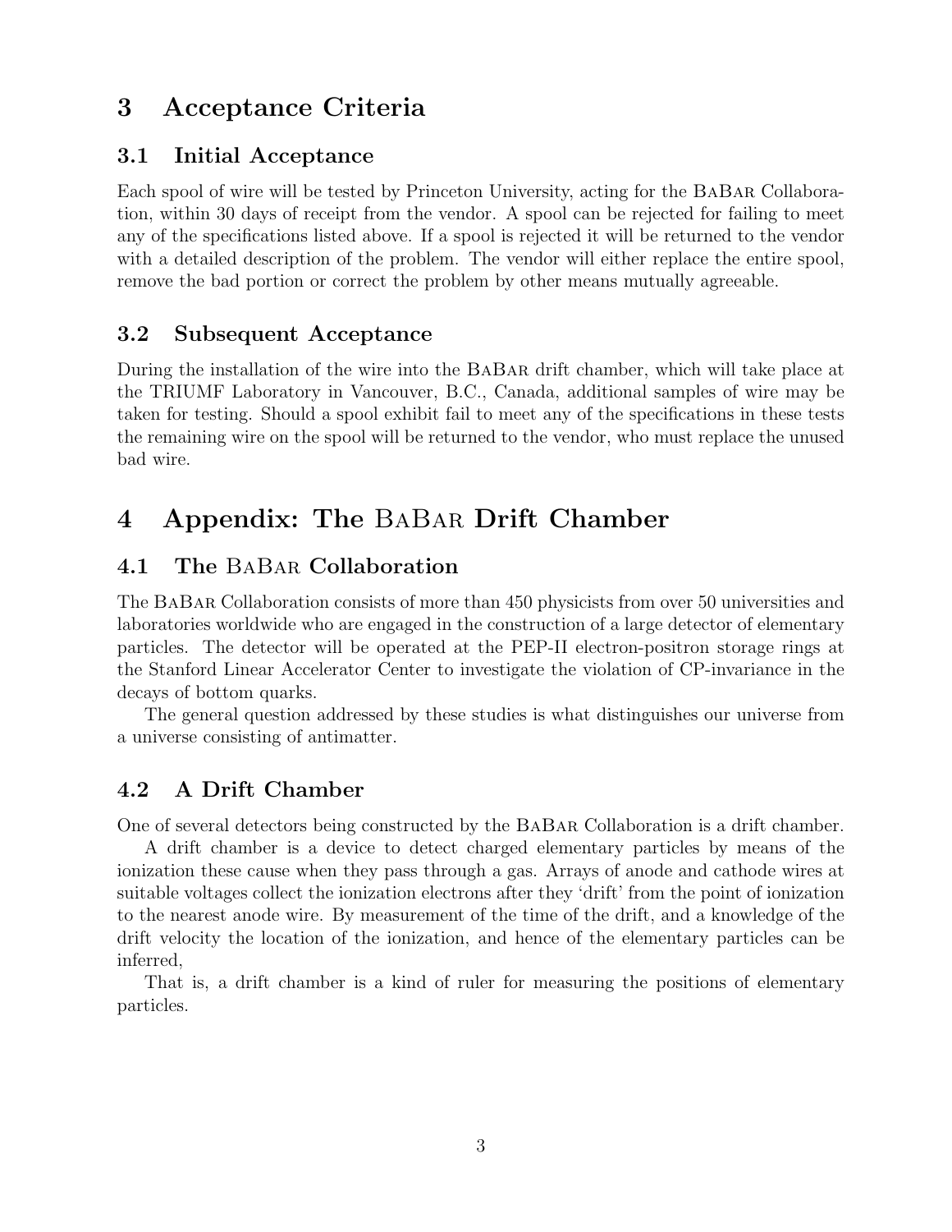# 3 Acceptance Criteria

## 3.1 Initial Acceptance

Each spool of wire will be tested by Princeton University, acting for the BaBar Collaboration, within 30 days of receipt from the vendor. A spool can be rejected for failing to meet any of the specifications listed above. If a spool is rejected it will be returned to the vendor with a detailed description of the problem. The vendor will either replace the entire spool, remove the bad portion or correct the problem by other means mutually agreeable.

## 3.2 Subsequent Acceptance

During the installation of the wire into the BaBar drift chamber, which will take place at the TRIUMF Laboratory in Vancouver, B.C., Canada, additional samples of wire may be taken for testing. Should a spool exhibit fail to meet any of the specifications in these tests the remaining wire on the spool will be returned to the vendor, who must replace the unused bad wire.

# 4 Appendix: The BaBar Drift Chamber

## 4.1 The BaBar Collaboration

The BaBar Collaboration consists of more than 450 physicists from over 50 universities and laboratories worldwide who are engaged in the construction of a large detector of elementary particles. The detector will be operated at the PEP-II electron-positron storage rings at the Stanford Linear Accelerator Center to investigate the violation of CP-invariance in the decays of bottom quarks.

The general question addressed by these studies is what distinguishes our universe from a universe consisting of antimatter.

## 4.2 A Drift Chamber

One of several detectors being constructed by the BaBar Collaboration is a drift chamber.

A drift chamber is a device to detect charged elementary particles by means of the ionization these cause when they pass through a gas. Arrays of anode and cathode wires at suitable voltages collect the ionization electrons after they 'drift' from the point of ionization to the nearest anode wire. By measurement of the time of the drift, and a knowledge of the drift velocity the location of the ionization, and hence of the elementary particles can be inferred,

That is, a drift chamber is a kind of ruler for measuring the positions of elementary particles.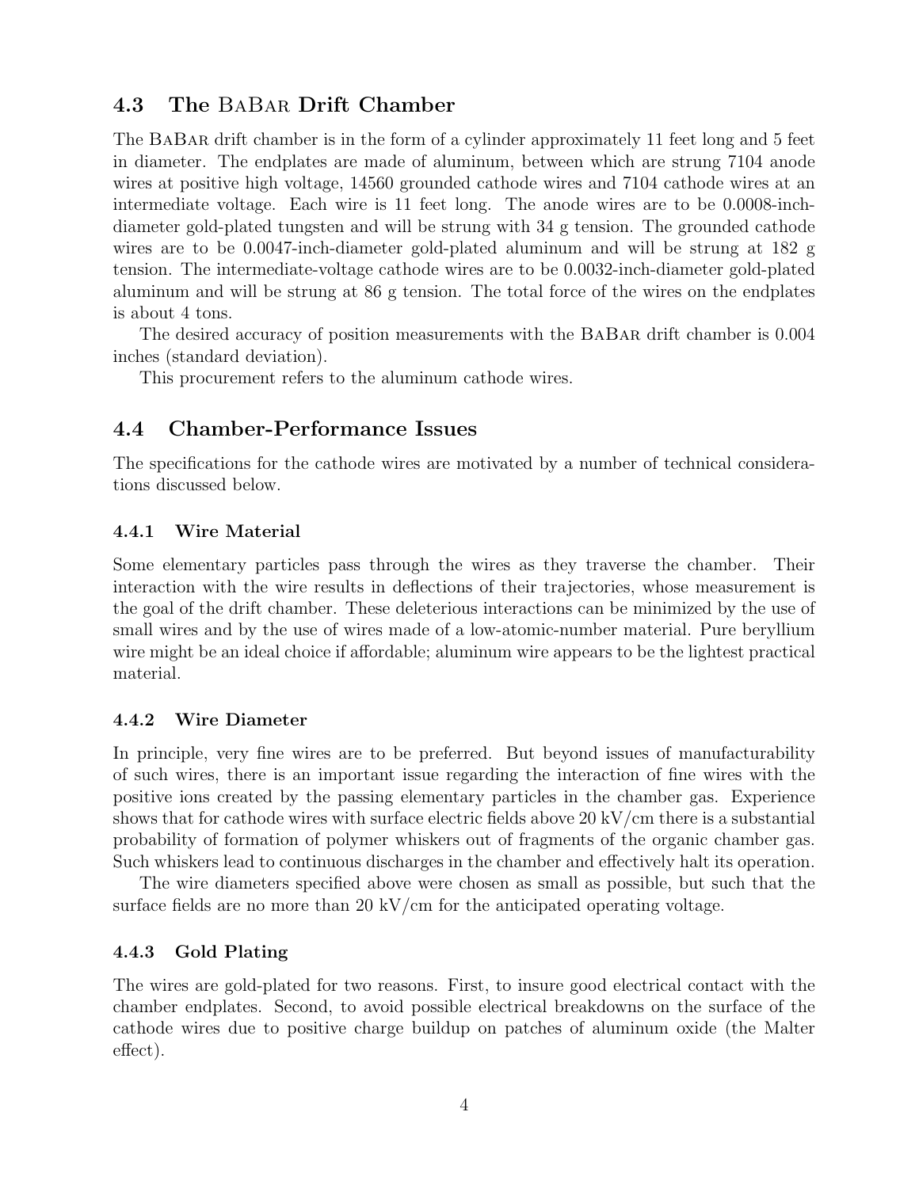## 4.3 The BaBar Drift Chamber

The BaBar drift chamber is in the form of a cylinder approximately 11 feet long and 5 feet in diameter. The endplates are made of aluminum, between which are strung 7104 anode wires at positive high voltage, 14560 grounded cathode wires and 7104 cathode wires at an intermediate voltage. Each wire is 11 feet long. The anode wires are to be 0.0008-inch-diameter gold-plated tungsten and will be strung with 34 g tension. The grounded cathode wires are to be 0.0047-inch-diameter gold-plated aluminum and will be strung at 182 g tension. The intermediate-voltage cathode wires are to be 0.0032-inch-diameter gold-plated aluminum and will be strung at 86 g tension. The total force of the wires on the endplates is about 4 tons.

The desired accuracy of position measurements with the BaBar drift chamber is 0.004 inches (standard deviation).

This procurement refers to the aluminum cathode wires.

## 4.4 Chamber-Performance Issues

The specifications for the cathode wires are motivated by a number of technical considerations discussed below.

### 4.4.1 Wire Material

Some elementary particles pass through the wires as they traverse the chamber. Their interaction with the wire results in deflections of their trajectories, whose measurement is the goal of the drift chamber. These deleterious interactions can be minimized by the use of small wires and by the use of wires made of a low-atomic-number material. Pure beryllium wire might be an ideal choice if affordable; aluminum wire appears to be the lightest practical material.

### 4.4.2 Wire Diameter

In principle, very fine wires are to be preferred. But beyond issues of manufacturability of such wires, there is an important issue regarding the interaction of fine wires with the positive ions created by the passing elementary particles in the chamber gas. Experience shows that for cathode wires with surface electric fields above 20 kV/cm there is a substantial probability of formation of polymer whiskers out of fragments of the organic chamber gas. Such whiskers lead to continuous discharges in the chamber and effectively halt its operation.

The wire diameters specified above were chosen as small as possible, but such that the surface fields are no more than 20 kV/cm for the anticipated operating voltage.

### 4.4.3 Gold Plating

The wires are gold-plated for two reasons. First, to insure good electrical contact with the chamber endplates. Second, to avoid possible electrical breakdowns on the surface of the cathode wires due to positive charge buildup on patches of aluminum oxide (the Malter effect).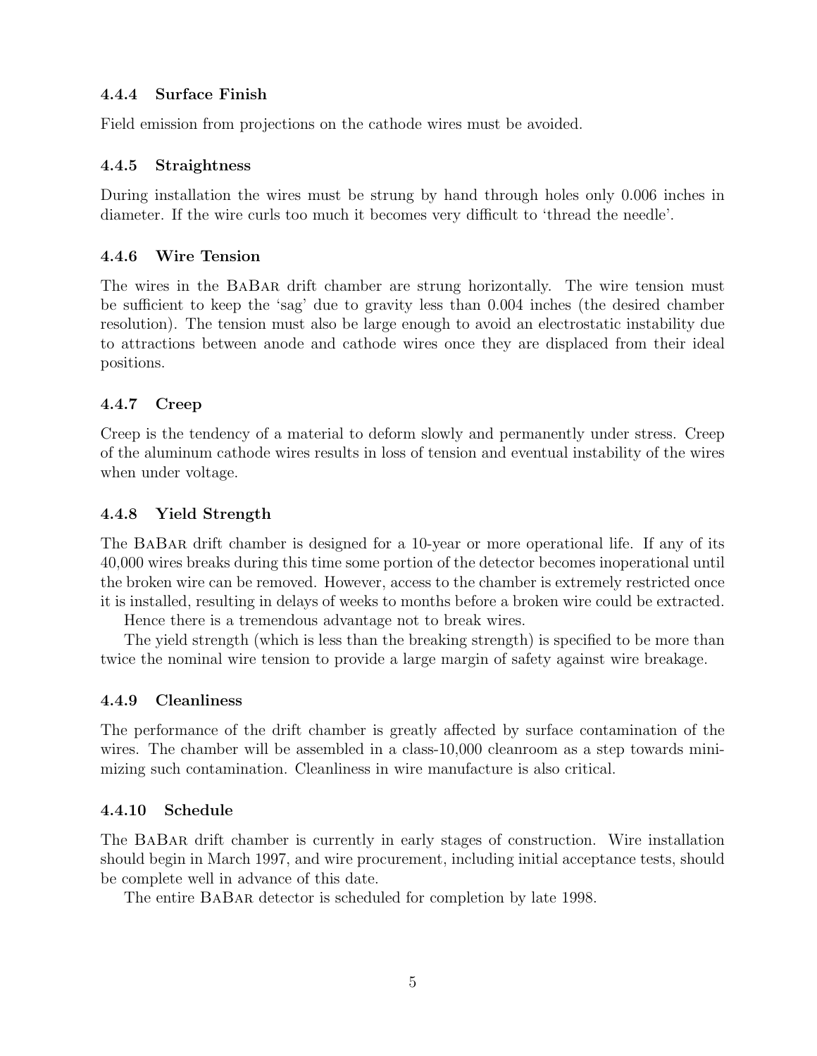### 4.4.4 Surface Finish

Field emission from projections on the cathode wires must be avoided.

### 4.4.5 Straightness

During installation the wires must be strung by hand through holes only 0.006 inches in diameter. If the wire curls too much it becomes very difficult to 'thread the needle'.

### 4.4.6 Wire Tension

The wires in the BaBar drift chamber are strung horizontally. The wire tension must be sufficient to keep the 'sag' due to gravity less than 0.004 inches (the desired chamber resolution). The tension must also be large enough to avoid an electrostatic instability due to attractions between anode and cathode wires once they are displaced from their ideal positions.

### 4.4.7 Creep

Creep is the tendency of a material to deform slowly and permanently under stress. Creep of the aluminum cathode wires results in loss of tension and eventual instability of the wires when under voltage.

### 4.4.8 Yield Strength

The BaBar drift chamber is designed for a 10-year or more operational life. If any of its 40,000 wires breaks during this time some portion of the detector becomes inoperational until the broken wire can be removed. However, access to the chamber is extremely restricted once it is installed, resulting in delays of weeks to months before a broken wire could be extracted.

Hence there is a tremendous advantage not to break wires.

The yield strength (which is less than the breaking strength) is specified to be more than twice the nominal wire tension to provide a large margin of safety against wire breakage.

### 4.4.9 Cleanliness

The performance of the drift chamber is greatly affected by surface contamination of the wires. The chamber will be assembled in a class-10,000 cleanroom as a step towards minimizing such contamination. Cleanliness in wire manufacture is also critical.

### 4.4.10 Schedule

The BaBar drift chamber is currently in early stages of construction. Wire installation should begin in March 1997, and wire procurement, including initial acceptance tests, should be complete well in advance of this date.

The entire BaBar detector is scheduled for completion by late 1998.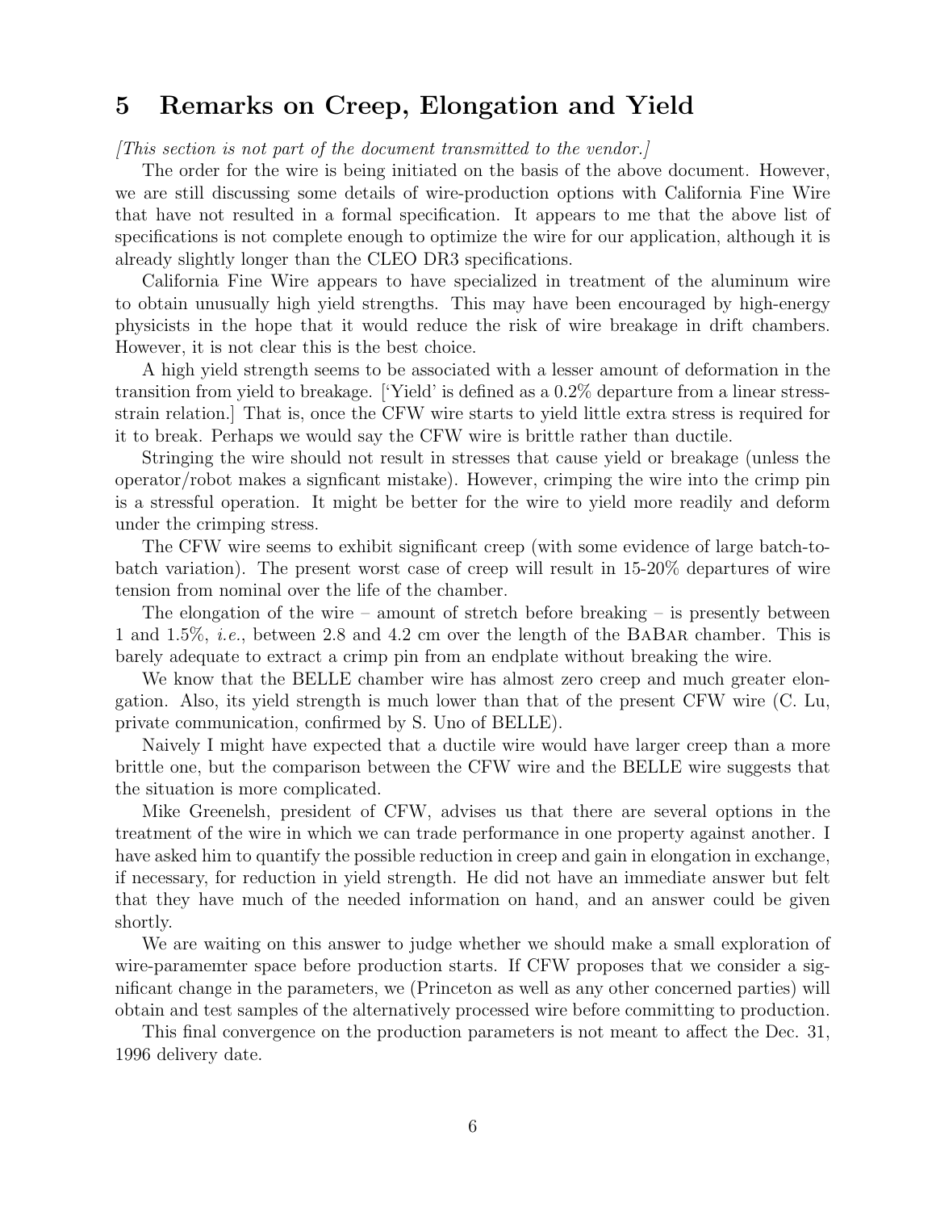## 5 Remarks on Creep, Elongation and Yield

*[This section is not part of the document transmitted to the vendor.]*

The order for the wire is being initiated on the basis of the above document. However, we are still discussing some details of wire-production options with California Fine Wire that have not resulted in a formal specification. It appears to me that the above list of specifications is not complete enough to optimize the wire for our application, although it is already slightly longer than the CLEO DR3 specifications.

California Fine Wire appears to have specialized in treatment of the aluminum wire to obtain unusually high yield strengths. This may have been encouraged by high-energy physicists in the hope that it would reduce the risk of wire breakage in drift chambers. However, it is not clear this is the best choice.

A high yield strength seems to be associated with a lesser amount of deformation in the transition from yield to breakage. ['Yield' is defined as a 0.2% departure from a linear stress-strain relation.] That is, once the CFW wire starts to yield little extra stress is required for it to break. Perhaps we would say the CFW wire is brittle rather than ductile.

Stringing the wire should not result in stresses that cause yield or breakage (unless the operator/robot makes a signficant mistake). However, crimping the wire into the crimp pin is a stressful operation. It might be better for the wire to yield more readily and deform under the crimping stress.

The CFW wire seems to exhibit significant creep (with some evidence of large batch-to-batch variation). The present worst case of creep will result in 15-20% departures of wire tension from nominal over the life of the chamber.

The elongation of the wire – amount of stretch before breaking – is presently between 1 and 1.5%, *i.e.*, between 2.8 and 4.2 cm over the length of the BaBar chamber. This is barely adequate to extract a crimp pin from an endplate without breaking the wire.

We know that the BELLE chamber wire has almost zero creep and much greater elongation. Also, its yield strength is much lower than that of the present CFW wire (C. Lu, private communication, confirmed by S. Uno of BELLE).

Naively I might have expected that a ductile wire would have larger creep than a more brittle one, but the comparison between the CFW wire and the BELLE wire suggests that the situation is more complicated.

Mike Greenelsh, president of CFW, advises us that there are several options in the treatment of the wire in which we can trade performance in one property against another. I have asked him to quantify the possible reduction in creep and gain in elongation in exchange, if necessary, for reduction in yield strength. He did not have an immediate answer but felt that they have much of the needed information on hand, and an answer could be given shortly.

We are waiting on this answer to judge whether we should make a small exploration of wire-paramemter space before production starts. If CFW proposes that we consider a significant change in the parameters, we (Princeton as well as any other concerned parties) will obtain and test samples of the alternatively processed wire before committing to production.

This final convergence on the production parameters is not meant to affect the Dec. 31, 1996 delivery date.